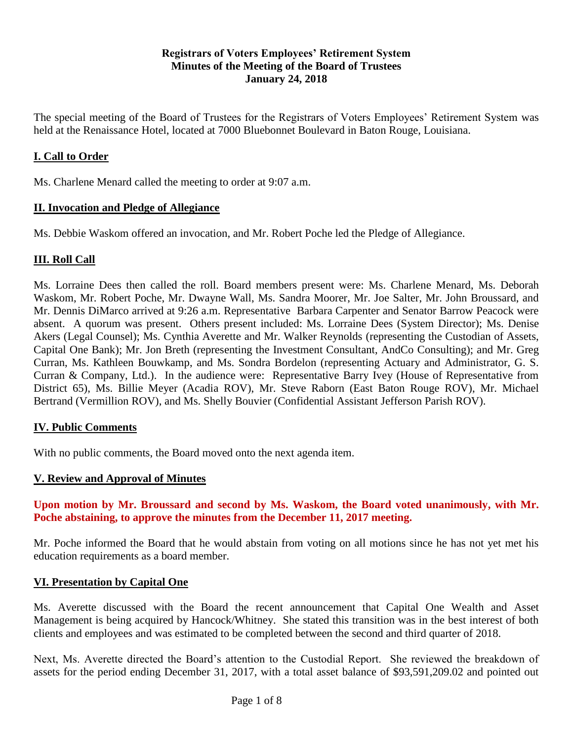**Registrars of Voters Employees' Retirement System**
**Minutes of the Meeting of the Board of Trustees**
**January 24, 2018**

The special meeting of the Board of Trustees for the Registrars of Voters Employees' Retirement System was held at the Renaissance Hotel, located at 7000 Bluebonnet Boulevard in Baton Rouge, Louisiana.

## I. Call to Order

Ms. Charlene Menard called the meeting to order at 9:07 a.m.

## II. Invocation and Pledge of Allegiance

Ms. Debbie Waskom offered an invocation, and Mr. Robert Poche led the Pledge of Allegiance.

## III. Roll Call

Ms. Lorraine Dees then called the roll. Board members present were: Ms. Charlene Menard, Ms. Deborah Waskom, Mr. Robert Poche, Mr. Dwayne Wall, Ms. Sandra Moorer, Mr. Joe Salter, Mr. John Broussard, and Mr. Dennis DiMarco arrived at 9:26 a.m. Representative Barbara Carpenter and Senator Barrow Peacock were absent. A quorum was present. Others present included: Ms. Lorraine Dees (System Director); Ms. Denise Akers (Legal Counsel); Ms. Cynthia Averette and Mr. Walker Reynolds (representing the Custodian of Assets, Capital One Bank); Mr. Jon Breth (representing the Investment Consultant, AndCo Consulting); and Mr. Greg Curran, Ms. Kathleen Bouwkamp, and Ms. Sondra Bordelon (representing Actuary and Administrator, G. S. Curran & Company, Ltd.). In the audience were: Representative Barry Ivey (House of Representative from District 65), Ms. Billie Meyer (Acadia ROV), Mr. Steve Raborn (East Baton Rouge ROV), Mr. Michael Bertrand (Vermillion ROV), and Ms. Shelly Bouvier (Confidential Assistant Jefferson Parish ROV).

## IV. Public Comments

With no public comments, the Board moved onto the next agenda item.

## V. Review and Approval of Minutes

**Upon motion by Mr. Broussard and second by Ms. Waskom, the Board voted unanimously, with Mr. Poche abstaining, to approve the minutes from the December 11, 2017 meeting.**

Mr. Poche informed the Board that he would abstain from voting on all motions since he has not yet met his education requirements as a board member.

## VI. Presentation by Capital One

Ms. Averette discussed with the Board the recent announcement that Capital One Wealth and Asset Management is being acquired by Hancock/Whitney. She stated this transition was in the best interest of both clients and employees and was estimated to be completed between the second and third quarter of 2018.

Next, Ms. Averette directed the Board's attention to the Custodial Report. She reviewed the breakdown of assets for the period ending December 31, 2017, with a total asset balance of $93,591,209.02 and pointed out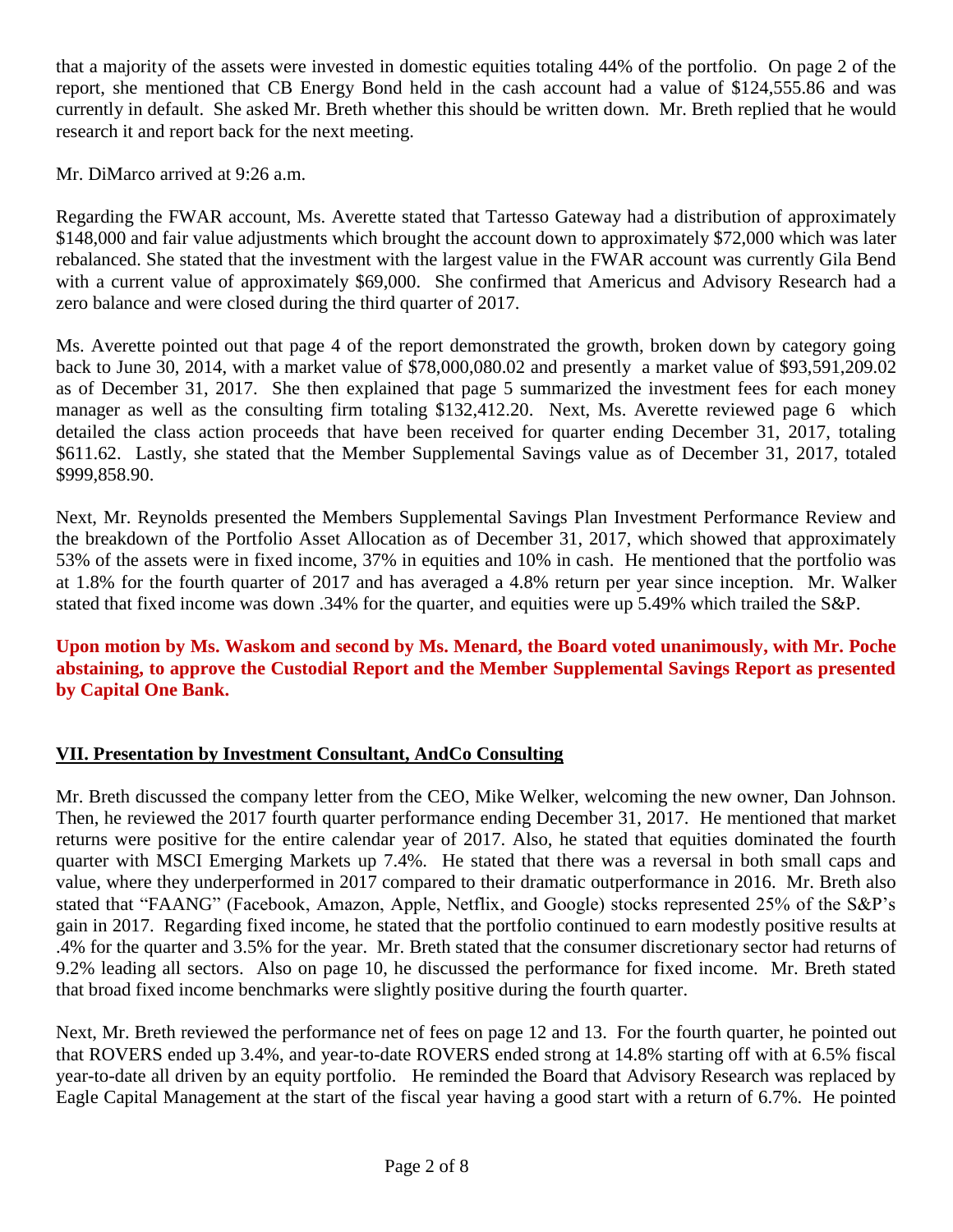that a majority of the assets were invested in domestic equities totaling 44% of the portfolio. On page 2 of the report, she mentioned that CB Energy Bond held in the cash account had a value of $124,555.86 and was currently in default. She asked Mr. Breth whether this should be written down. Mr. Breth replied that he would research it and report back for the next meeting.

Mr. DiMarco arrived at 9:26 a.m.

Regarding the FWAR account, Ms. Averette stated that Tartesso Gateway had a distribution of approximately $148,000 and fair value adjustments which brought the account down to approximately $72,000 which was later rebalanced. She stated that the investment with the largest value in the FWAR account was currently Gila Bend with a current value of approximately $69,000. She confirmed that Americus and Advisory Research had a zero balance and were closed during the third quarter of 2017.

Ms. Averette pointed out that page 4 of the report demonstrated the growth, broken down by category going back to June 30, 2014, with a market value of $78,000,080.02 and presently a market value of $93,591,209.02 as of December 31, 2017. She then explained that page 5 summarized the investment fees for each money manager as well as the consulting firm totaling $132,412.20. Next, Ms. Averette reviewed page 6 which detailed the class action proceeds that have been received for quarter ending December 31, 2017, totaling $611.62. Lastly, she stated that the Member Supplemental Savings value as of December 31, 2017, totaled $999,858.90.

Next, Mr. Reynolds presented the Members Supplemental Savings Plan Investment Performance Review and the breakdown of the Portfolio Asset Allocation as of December 31, 2017, which showed that approximately 53% of the assets were in fixed income, 37% in equities and 10% in cash. He mentioned that the portfolio was at 1.8% for the fourth quarter of 2017 and has averaged a 4.8% return per year since inception. Mr. Walker stated that fixed income was down .34% for the quarter, and equities were up 5.49% which trailed the S&P.

**Upon motion by Ms. Waskom and second by Ms. Menard, the Board voted unanimously, with Mr. Poche abstaining, to approve the Custodial Report and the Member Supplemental Savings Report as presented by Capital One Bank.**

## VII. Presentation by Investment Consultant, AndCo Consulting

Mr. Breth discussed the company letter from the CEO, Mike Welker, welcoming the new owner, Dan Johnson. Then, he reviewed the 2017 fourth quarter performance ending December 31, 2017. He mentioned that market returns were positive for the entire calendar year of 2017. Also, he stated that equities dominated the fourth quarter with MSCI Emerging Markets up 7.4%. He stated that there was a reversal in both small caps and value, where they underperformed in 2017 compared to their dramatic outperformance in 2016. Mr. Breth also stated that "FAANG" (Facebook, Amazon, Apple, Netflix, and Google) stocks represented 25% of the S&P's gain in 2017. Regarding fixed income, he stated that the portfolio continued to earn modestly positive results at .4% for the quarter and 3.5% for the year. Mr. Breth stated that the consumer discretionary sector had returns of 9.2% leading all sectors. Also on page 10, he discussed the performance for fixed income. Mr. Breth stated that broad fixed income benchmarks were slightly positive during the fourth quarter.

Next, Mr. Breth reviewed the performance net of fees on page 12 and 13. For the fourth quarter, he pointed out that ROVERS ended up 3.4%, and year-to-date ROVERS ended strong at 14.8% starting off with at 6.5% fiscal year-to-date all driven by an equity portfolio. He reminded the Board that Advisory Research was replaced by Eagle Capital Management at the start of the fiscal year having a good start with a return of 6.7%. He pointed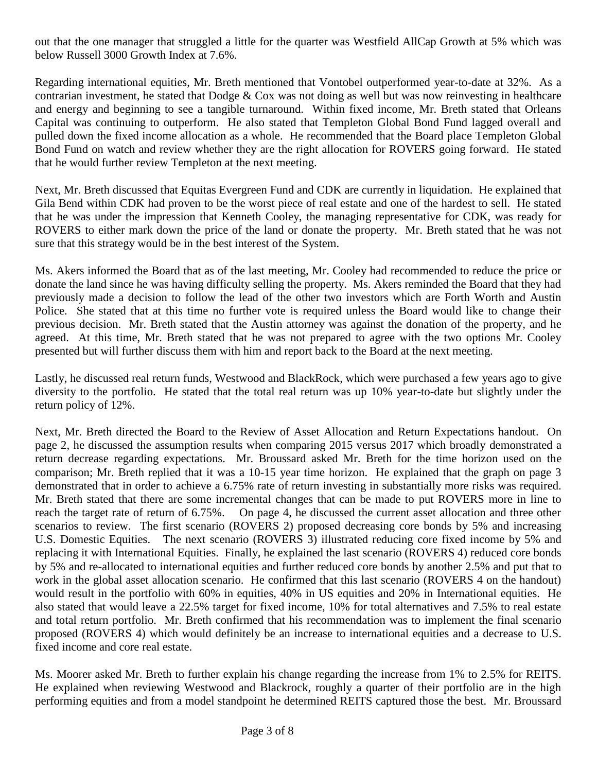out that the one manager that struggled a little for the quarter was Westfield AllCap Growth at 5% which was below Russell 3000 Growth Index at 7.6%.

Regarding international equities, Mr. Breth mentioned that Vontobel outperformed year-to-date at 32%. As a contrarian investment, he stated that Dodge & Cox was not doing as well but was now reinvesting in healthcare and energy and beginning to see a tangible turnaround. Within fixed income, Mr. Breth stated that Orleans Capital was continuing to outperform. He also stated that Templeton Global Bond Fund lagged overall and pulled down the fixed income allocation as a whole. He recommended that the Board place Templeton Global Bond Fund on watch and review whether they are the right allocation for ROVERS going forward. He stated that he would further review Templeton at the next meeting.

Next, Mr. Breth discussed that Equitas Evergreen Fund and CDK are currently in liquidation. He explained that Gila Bend within CDK had proven to be the worst piece of real estate and one of the hardest to sell. He stated that he was under the impression that Kenneth Cooley, the managing representative for CDK, was ready for ROVERS to either mark down the price of the land or donate the property. Mr. Breth stated that he was not sure that this strategy would be in the best interest of the System.

Ms. Akers informed the Board that as of the last meeting, Mr. Cooley had recommended to reduce the price or donate the land since he was having difficulty selling the property. Ms. Akers reminded the Board that they had previously made a decision to follow the lead of the other two investors which are Forth Worth and Austin Police. She stated that at this time no further vote is required unless the Board would like to change their previous decision. Mr. Breth stated that the Austin attorney was against the donation of the property, and he agreed. At this time, Mr. Breth stated that he was not prepared to agree with the two options Mr. Cooley presented but will further discuss them with him and report back to the Board at the next meeting.

Lastly, he discussed real return funds, Westwood and BlackRock, which were purchased a few years ago to give diversity to the portfolio. He stated that the total real return was up 10% year-to-date but slightly under the return policy of 12%.

Next, Mr. Breth directed the Board to the Review of Asset Allocation and Return Expectations handout. On page 2, he discussed the assumption results when comparing 2015 versus 2017 which broadly demonstrated a return decrease regarding expectations. Mr. Broussard asked Mr. Breth for the time horizon used on the comparison; Mr. Breth replied that it was a 10-15 year time horizon. He explained that the graph on page 3 demonstrated that in order to achieve a 6.75% rate of return investing in substantially more risks was required. Mr. Breth stated that there are some incremental changes that can be made to put ROVERS more in line to reach the target rate of return of 6.75%. On page 4, he discussed the current asset allocation and three other scenarios to review. The first scenario (ROVERS 2) proposed decreasing core bonds by 5% and increasing U.S. Domestic Equities. The next scenario (ROVERS 3) illustrated reducing core fixed income by 5% and replacing it with International Equities. Finally, he explained the last scenario (ROVERS 4) reduced core bonds by 5% and re-allocated to international equities and further reduced core bonds by another 2.5% and put that to work in the global asset allocation scenario. He confirmed that this last scenario (ROVERS 4 on the handout) would result in the portfolio with 60% in equities, 40% in US equities and 20% in International equities. He also stated that would leave a 22.5% target for fixed income, 10% for total alternatives and 7.5% to real estate and total return portfolio. Mr. Breth confirmed that his recommendation was to implement the final scenario proposed (ROVERS 4) which would definitely be an increase to international equities and a decrease to U.S. fixed income and core real estate.

Ms. Moorer asked Mr. Breth to further explain his change regarding the increase from 1% to 2.5% for REITS. He explained when reviewing Westwood and Blackrock, roughly a quarter of their portfolio are in the high performing equities and from a model standpoint he determined REITS captured those the best. Mr. Broussard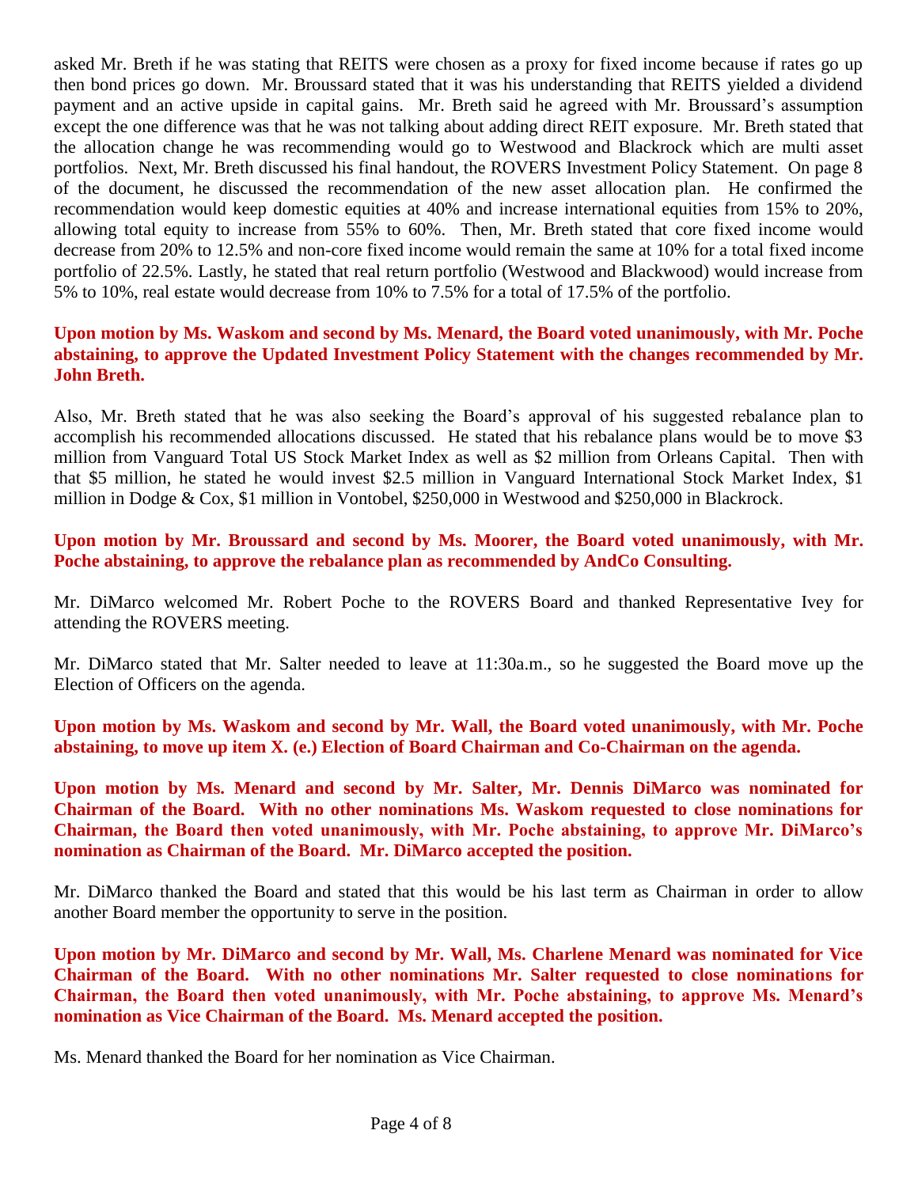asked Mr. Breth if he was stating that REITS were chosen as a proxy for fixed income because if rates go up then bond prices go down. Mr. Broussard stated that it was his understanding that REITS yielded a dividend payment and an active upside in capital gains. Mr. Breth said he agreed with Mr. Broussard's assumption except the one difference was that he was not talking about adding direct REIT exposure. Mr. Breth stated that the allocation change he was recommending would go to Westwood and Blackrock which are multi asset portfolios. Next, Mr. Breth discussed his final handout, the ROVERS Investment Policy Statement. On page 8 of the document, he discussed the recommendation of the new asset allocation plan. He confirmed the recommendation would keep domestic equities at 40% and increase international equities from 15% to 20%, allowing total equity to increase from 55% to 60%. Then, Mr. Breth stated that core fixed income would decrease from 20% to 12.5% and non-core fixed income would remain the same at 10% for a total fixed income portfolio of 22.5%. Lastly, he stated that real return portfolio (Westwood and Blackwood) would increase from 5% to 10%, real estate would decrease from 10% to 7.5% for a total of 17.5% of the portfolio.

**Upon motion by Ms. Waskom and second by Ms. Menard, the Board voted unanimously, with Mr. Poche abstaining, to approve the Updated Investment Policy Statement with the changes recommended by Mr. John Breth.**

Also, Mr. Breth stated that he was also seeking the Board's approval of his suggested rebalance plan to accomplish his recommended allocations discussed. He stated that his rebalance plans would be to move $3 million from Vanguard Total US Stock Market Index as well as $2 million from Orleans Capital. Then with that $5 million, he stated he would invest $2.5 million in Vanguard International Stock Market Index, $1 million in Dodge & Cox, $1 million in Vontobel, $250,000 in Westwood and $250,000 in Blackrock.

**Upon motion by Mr. Broussard and second by Ms. Moorer, the Board voted unanimously, with Mr. Poche abstaining, to approve the rebalance plan as recommended by AndCo Consulting.**

Mr. DiMarco welcomed Mr. Robert Poche to the ROVERS Board and thanked Representative Ivey for attending the ROVERS meeting.

Mr. DiMarco stated that Mr. Salter needed to leave at 11:30a.m., so he suggested the Board move up the Election of Officers on the agenda.

**Upon motion by Ms. Waskom and second by Mr. Wall, the Board voted unanimously, with Mr. Poche abstaining, to move up item X. (e.) Election of Board Chairman and Co-Chairman on the agenda.**

**Upon motion by Ms. Menard and second by Mr. Salter, Mr. Dennis DiMarco was nominated for Chairman of the Board. With no other nominations Ms. Waskom requested to close nominations for Chairman, the Board then voted unanimously, with Mr. Poche abstaining, to approve Mr. DiMarco's nomination as Chairman of the Board. Mr. DiMarco accepted the position.**

Mr. DiMarco thanked the Board and stated that this would be his last term as Chairman in order to allow another Board member the opportunity to serve in the position.

**Upon motion by Mr. DiMarco and second by Mr. Wall, Ms. Charlene Menard was nominated for Vice Chairman of the Board. With no other nominations Mr. Salter requested to close nominations for Chairman, the Board then voted unanimously, with Mr. Poche abstaining, to approve Ms. Menard's nomination as Vice Chairman of the Board. Ms. Menard accepted the position.**

Ms. Menard thanked the Board for her nomination as Vice Chairman.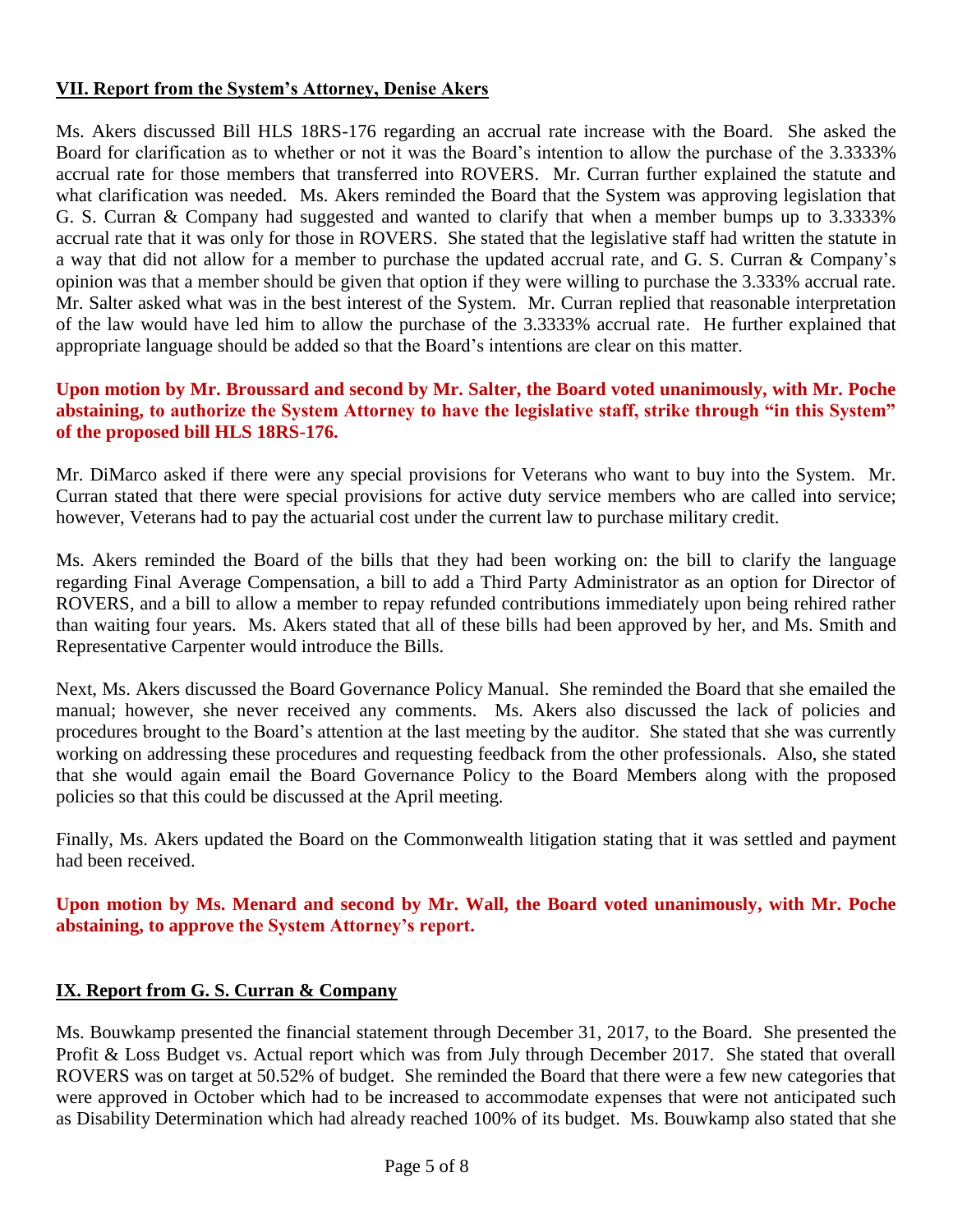## VII. Report from the System's Attorney, Denise Akers

Ms. Akers discussed Bill HLS 18RS-176 regarding an accrual rate increase with the Board. She asked the Board for clarification as to whether or not it was the Board's intention to allow the purchase of the 3.3333% accrual rate for those members that transferred into ROVERS. Mr. Curran further explained the statute and what clarification was needed. Ms. Akers reminded the Board that the System was approving legislation that G. S. Curran & Company had suggested and wanted to clarify that when a member bumps up to 3.3333% accrual rate that it was only for those in ROVERS. She stated that the legislative staff had written the statute in a way that did not allow for a member to purchase the updated accrual rate, and G. S. Curran & Company's opinion was that a member should be given that option if they were willing to purchase the 3.333% accrual rate. Mr. Salter asked what was in the best interest of the System. Mr. Curran replied that reasonable interpretation of the law would have led him to allow the purchase of the 3.3333% accrual rate. He further explained that appropriate language should be added so that the Board's intentions are clear on this matter.

**Upon motion by Mr. Broussard and second by Mr. Salter, the Board voted unanimously, with Mr. Poche abstaining, to authorize the System Attorney to have the legislative staff, strike through "in this System" of the proposed bill HLS 18RS-176.**

Mr. DiMarco asked if there were any special provisions for Veterans who want to buy into the System. Mr. Curran stated that there were special provisions for active duty service members who are called into service; however, Veterans had to pay the actuarial cost under the current law to purchase military credit.

Ms. Akers reminded the Board of the bills that they had been working on: the bill to clarify the language regarding Final Average Compensation, a bill to add a Third Party Administrator as an option for Director of ROVERS, and a bill to allow a member to repay refunded contributions immediately upon being rehired rather than waiting four years. Ms. Akers stated that all of these bills had been approved by her, and Ms. Smith and Representative Carpenter would introduce the Bills.

Next, Ms. Akers discussed the Board Governance Policy Manual. She reminded the Board that she emailed the manual; however, she never received any comments. Ms. Akers also discussed the lack of policies and procedures brought to the Board's attention at the last meeting by the auditor. She stated that she was currently working on addressing these procedures and requesting feedback from the other professionals. Also, she stated that she would again email the Board Governance Policy to the Board Members along with the proposed policies so that this could be discussed at the April meeting.

Finally, Ms. Akers updated the Board on the Commonwealth litigation stating that it was settled and payment had been received.

**Upon motion by Ms. Menard and second by Mr. Wall, the Board voted unanimously, with Mr. Poche abstaining, to approve the System Attorney's report.**

## IX. Report from G. S. Curran & Company

Ms. Bouwkamp presented the financial statement through December 31, 2017, to the Board. She presented the Profit & Loss Budget vs. Actual report which was from July through December 2017. She stated that overall ROVERS was on target at 50.52% of budget. She reminded the Board that there were a few new categories that were approved in October which had to be increased to accommodate expenses that were not anticipated such as Disability Determination which had already reached 100% of its budget. Ms. Bouwkamp also stated that she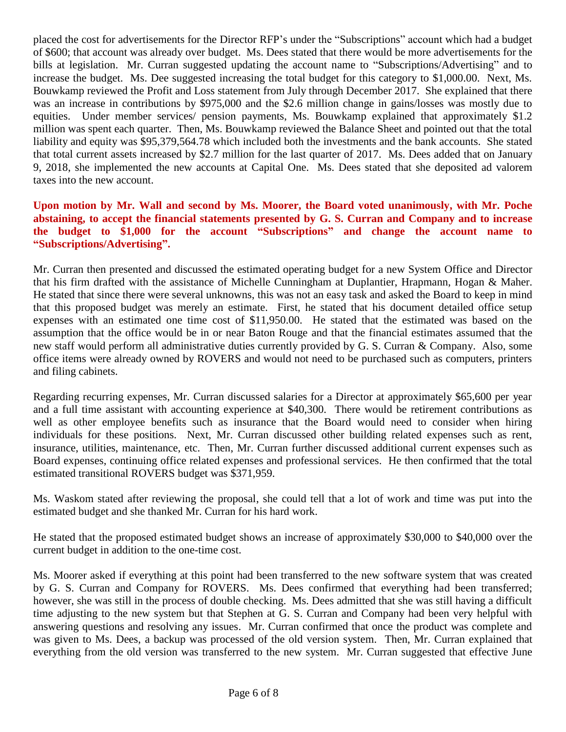placed the cost for advertisements for the Director RFP's under the "Subscriptions" account which had a budget of $600; that account was already over budget. Ms. Dees stated that there would be more advertisements for the bills at legislation. Mr. Curran suggested updating the account name to "Subscriptions/Advertising" and to increase the budget. Ms. Dee suggested increasing the total budget for this category to $1,000.00. Next, Ms. Bouwkamp reviewed the Profit and Loss statement from July through December 2017. She explained that there was an increase in contributions by $975,000 and the $2.6 million change in gains/losses was mostly due to equities. Under member services/ pension payments, Ms. Bouwkamp explained that approximately $1.2 million was spent each quarter. Then, Ms. Bouwkamp reviewed the Balance Sheet and pointed out that the total liability and equity was $95,379,564.78 which included both the investments and the bank accounts. She stated that total current assets increased by $2.7 million for the last quarter of 2017. Ms. Dees added that on January 9, 2018, she implemented the new accounts at Capital One. Ms. Dees stated that she deposited ad valorem taxes into the new account.

**Upon motion by Mr. Wall and second by Ms. Moorer, the Board voted unanimously, with Mr. Poche abstaining, to accept the financial statements presented by G. S. Curran and Company and to increase the budget to $1,000 for the account "Subscriptions" and change the account name to "Subscriptions/Advertising".**

Mr. Curran then presented and discussed the estimated operating budget for a new System Office and Director that his firm drafted with the assistance of Michelle Cunningham at Duplantier, Hrapmann, Hogan & Maher. He stated that since there were several unknowns, this was not an easy task and asked the Board to keep in mind that this proposed budget was merely an estimate. First, he stated that his document detailed office setup expenses with an estimated one time cost of $11,950.00. He stated that the estimated was based on the assumption that the office would be in or near Baton Rouge and that the financial estimates assumed that the new staff would perform all administrative duties currently provided by G. S. Curran & Company. Also, some office items were already owned by ROVERS and would not need to be purchased such as computers, printers and filing cabinets.

Regarding recurring expenses, Mr. Curran discussed salaries for a Director at approximately $65,600 per year and a full time assistant with accounting experience at $40,300. There would be retirement contributions as well as other employee benefits such as insurance that the Board would need to consider when hiring individuals for these positions. Next, Mr. Curran discussed other building related expenses such as rent, insurance, utilities, maintenance, etc. Then, Mr. Curran further discussed additional current expenses such as Board expenses, continuing office related expenses and professional services. He then confirmed that the total estimated transitional ROVERS budget was $371,959.

Ms. Waskom stated after reviewing the proposal, she could tell that a lot of work and time was put into the estimated budget and she thanked Mr. Curran for his hard work.

He stated that the proposed estimated budget shows an increase of approximately $30,000 to $40,000 over the current budget in addition to the one-time cost.

Ms. Moorer asked if everything at this point had been transferred to the new software system that was created by G. S. Curran and Company for ROVERS. Ms. Dees confirmed that everything had been transferred; however, she was still in the process of double checking. Ms. Dees admitted that she was still having a difficult time adjusting to the new system but that Stephen at G. S. Curran and Company had been very helpful with answering questions and resolving any issues. Mr. Curran confirmed that once the product was complete and was given to Ms. Dees, a backup was processed of the old version system. Then, Mr. Curran explained that everything from the old version was transferred to the new system. Mr. Curran suggested that effective June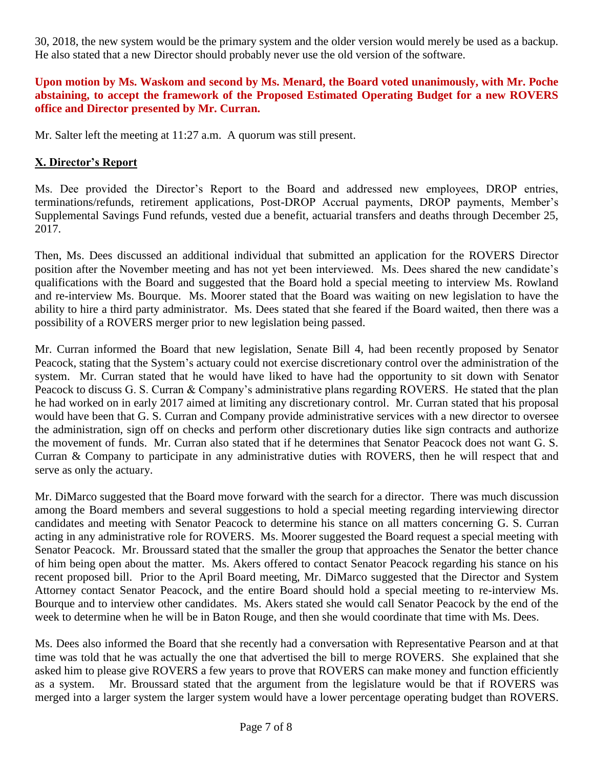30, 2018, the new system would be the primary system and the older version would merely be used as a backup. He also stated that a new Director should probably never use the old version of the software.

**Upon motion by Ms. Waskom and second by Ms. Menard, the Board voted unanimously, with Mr. Poche abstaining, to accept the framework of the Proposed Estimated Operating Budget for a new ROVERS office and Director presented by Mr. Curran.**

Mr. Salter left the meeting at 11:27 a.m. A quorum was still present.

## X. Director's Report

Ms. Dee provided the Director's Report to the Board and addressed new employees, DROP entries, terminations/refunds, retirement applications, Post-DROP Accrual payments, DROP payments, Member's Supplemental Savings Fund refunds, vested due a benefit, actuarial transfers and deaths through December 25, 2017.

Then, Ms. Dees discussed an additional individual that submitted an application for the ROVERS Director position after the November meeting and has not yet been interviewed. Ms. Dees shared the new candidate's qualifications with the Board and suggested that the Board hold a special meeting to interview Ms. Rowland and re-interview Ms. Bourque. Ms. Moorer stated that the Board was waiting on new legislation to have the ability to hire a third party administrator. Ms. Dees stated that she feared if the Board waited, then there was a possibility of a ROVERS merger prior to new legislation being passed.

Mr. Curran informed the Board that new legislation, Senate Bill 4, had been recently proposed by Senator Peacock, stating that the System's actuary could not exercise discretionary control over the administration of the system. Mr. Curran stated that he would have liked to have had the opportunity to sit down with Senator Peacock to discuss G. S. Curran & Company's administrative plans regarding ROVERS. He stated that the plan he had worked on in early 2017 aimed at limiting any discretionary control. Mr. Curran stated that his proposal would have been that G. S. Curran and Company provide administrative services with a new director to oversee the administration, sign off on checks and perform other discretionary duties like sign contracts and authorize the movement of funds. Mr. Curran also stated that if he determines that Senator Peacock does not want G. S. Curran & Company to participate in any administrative duties with ROVERS, then he will respect that and serve as only the actuary.

Mr. DiMarco suggested that the Board move forward with the search for a director. There was much discussion among the Board members and several suggestions to hold a special meeting regarding interviewing director candidates and meeting with Senator Peacock to determine his stance on all matters concerning G. S. Curran acting in any administrative role for ROVERS. Ms. Moorer suggested the Board request a special meeting with Senator Peacock. Mr. Broussard stated that the smaller the group that approaches the Senator the better chance of him being open about the matter. Ms. Akers offered to contact Senator Peacock regarding his stance on his recent proposed bill. Prior to the April Board meeting, Mr. DiMarco suggested that the Director and System Attorney contact Senator Peacock, and the entire Board should hold a special meeting to re-interview Ms. Bourque and to interview other candidates. Ms. Akers stated she would call Senator Peacock by the end of the week to determine when he will be in Baton Rouge, and then she would coordinate that time with Ms. Dees.

Ms. Dees also informed the Board that she recently had a conversation with Representative Pearson and at that time was told that he was actually the one that advertised the bill to merge ROVERS. She explained that she asked him to please give ROVERS a few years to prove that ROVERS can make money and function efficiently as a system. Mr. Broussard stated that the argument from the legislature would be that if ROVERS was merged into a larger system the larger system would have a lower percentage operating budget than ROVERS.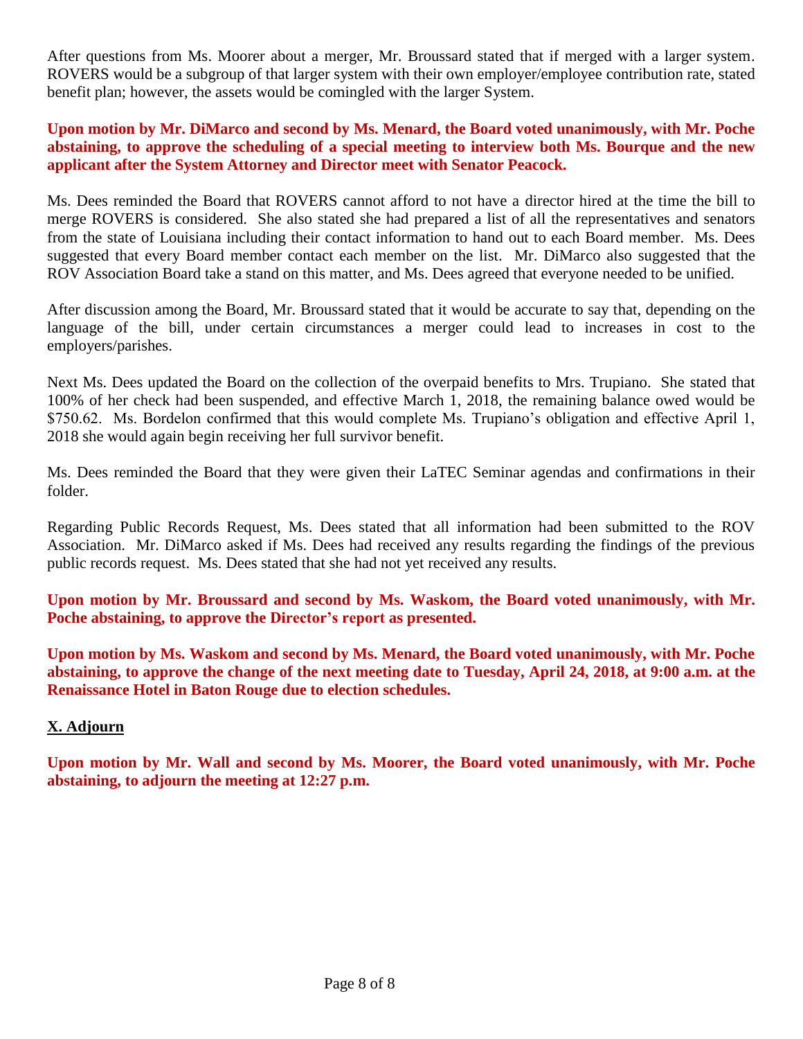After questions from Ms. Moorer about a merger, Mr. Broussard stated that if merged with a larger system. ROVERS would be a subgroup of that larger system with their own employer/employee contribution rate, stated benefit plan; however, the assets would be comingled with the larger System.

**Upon motion by Mr. DiMarco and second by Ms. Menard, the Board voted unanimously, with Mr. Poche abstaining, to approve the scheduling of a special meeting to interview both Ms. Bourque and the new applicant after the System Attorney and Director meet with Senator Peacock.**

Ms. Dees reminded the Board that ROVERS cannot afford to not have a director hired at the time the bill to merge ROVERS is considered. She also stated she had prepared a list of all the representatives and senators from the state of Louisiana including their contact information to hand out to each Board member. Ms. Dees suggested that every Board member contact each member on the list. Mr. DiMarco also suggested that the ROV Association Board take a stand on this matter, and Ms. Dees agreed that everyone needed to be unified.

After discussion among the Board, Mr. Broussard stated that it would be accurate to say that, depending on the language of the bill, under certain circumstances a merger could lead to increases in cost to the employers/parishes.

Next Ms. Dees updated the Board on the collection of the overpaid benefits to Mrs. Trupiano. She stated that 100% of her check had been suspended, and effective March 1, 2018, the remaining balance owed would be $750.62. Ms. Bordelon confirmed that this would complete Ms. Trupiano's obligation and effective April 1, 2018 she would again begin receiving her full survivor benefit.

Ms. Dees reminded the Board that they were given their LaTEC Seminar agendas and confirmations in their folder.

Regarding Public Records Request, Ms. Dees stated that all information had been submitted to the ROV Association. Mr. DiMarco asked if Ms. Dees had received any results regarding the findings of the previous public records request. Ms. Dees stated that she had not yet received any results.

**Upon motion by Mr. Broussard and second by Ms. Waskom, the Board voted unanimously, with Mr. Poche abstaining, to approve the Director's report as presented.**

**Upon motion by Ms. Waskom and second by Ms. Menard, the Board voted unanimously, with Mr. Poche abstaining, to approve the change of the next meeting date to Tuesday, April 24, 2018, at 9:00 a.m. at the Renaissance Hotel in Baton Rouge due to election schedules.**

## X. Adjourn

**Upon motion by Mr. Wall and second by Ms. Moorer, the Board voted unanimously, with Mr. Poche abstaining, to adjourn the meeting at 12:27 p.m.**